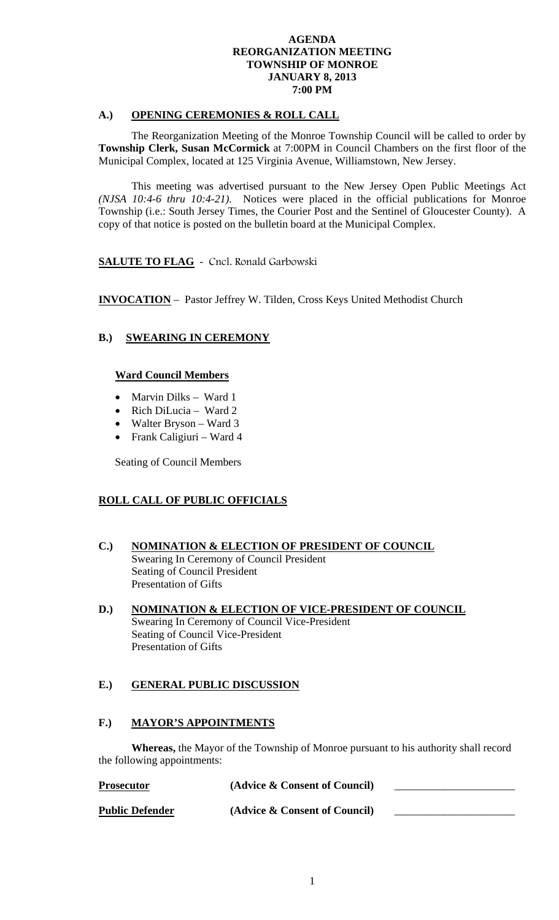**AGENDA**
**REORGANIZATION MEETING**
**TOWNSHIP OF MONROE**
**JANUARY 8, 2013**
**7:00 PM**

## A.) OPENING CEREMONIES & ROLL CALL

The Reorganization Meeting of the Monroe Township Council will be called to order by **Township Clerk, Susan McCormick** at 7:00PM in Council Chambers on the first floor of the Municipal Complex, located at 125 Virginia Avenue, Williamstown, New Jersey.

This meeting was advertised pursuant to the New Jersey Open Public Meetings Act *(NJSA 10:4-6 thru 10:4-21).* Notices were placed in the official publications for Monroe Township (i.e.: South Jersey Times, the Courier Post and the Sentinel of Gloucester County). A copy of that notice is posted on the bulletin board at the Municipal Complex.

**SALUTE TO FLAG** - Cncl. Ronald Garbowski

**INVOCATION** – Pastor Jeffrey W. Tilden, Cross Keys United Methodist Church

## B.) SWEARING IN CEREMONY

**Ward Council Members**

- Marvin Dilks – Ward 1
- Rich DiLucia – Ward 2
- Walter Bryson – Ward 3
- Frank Caligiuri – Ward 4

Seating of Council Members

**ROLL CALL OF PUBLIC OFFICIALS**

## C.) NOMINATION & ELECTION OF PRESIDENT OF COUNCIL

Swearing In Ceremony of Council President
Seating of Council President
Presentation of Gifts

## D.) NOMINATION & ELECTION OF VICE-PRESIDENT OF COUNCIL

Swearing In Ceremony of Council Vice-President
Seating of Council Vice-President
Presentation of Gifts

## E.) GENERAL PUBLIC DISCUSSION

## F.) MAYOR'S APPOINTMENTS

**Whereas,** the Mayor of the Township of Monroe pursuant to his authority shall record the following appointments:

**Prosecutor** **(Advice & Consent of Council)** ______________________

**Public Defender** **(Advice & Consent of Council)** ______________________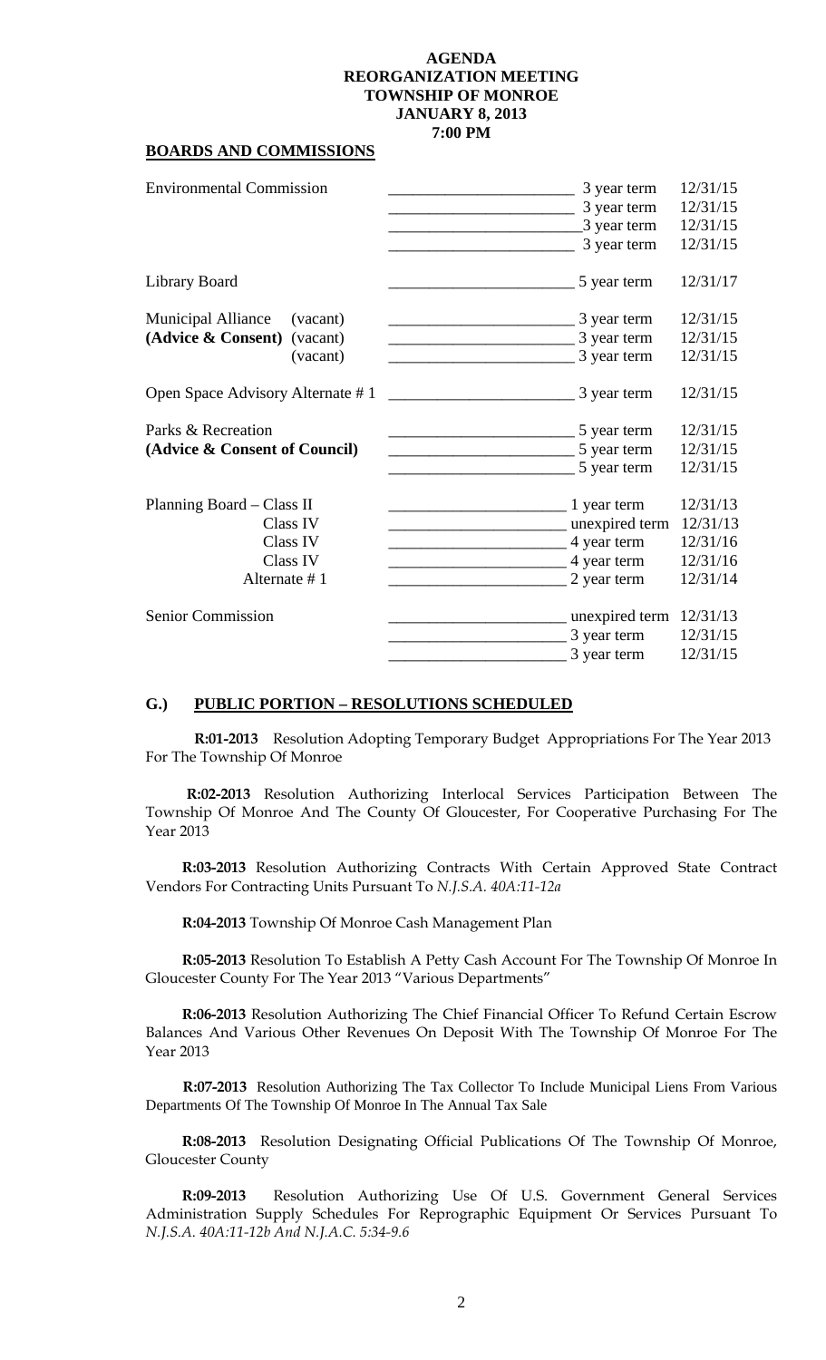**AGENDA**
**REORGANIZATION MEETING**
**TOWNSHIP OF MONROE**
**JANUARY 8, 2013**
**7:00 PM**

## BOARDS AND COMMISSIONS

| Board/Commission | Appointee | Term | Expires |
|---|---|---|---|
| Environmental Commission | ______________________ | 3 year term | 12/31/15 |
| | ______________________ | 3 year term | 12/31/15 |
| | ______________________ | 3 year term | 12/31/15 |
| | ______________________ | 3 year term | 12/31/15 |
| Library Board | ______________________ | 5 year term | 12/31/17 |
| Municipal Alliance (vacant) | ______________________ | 3 year term | 12/31/15 |
| **(Advice & Consent)** (vacant) | ______________________ | 3 year term | 12/31/15 |
| (vacant) | ______________________ | 3 year term | 12/31/15 |
| Open Space Advisory Alternate # 1 | ______________________ | 3 year term | 12/31/15 |
| Parks & Recreation | ______________________ | 5 year term | 12/31/15 |
| **(Advice & Consent of Council)** | ______________________ | 5 year term | 12/31/15 |
| | ______________________ | 5 year term | 12/31/15 |
| Planning Board – Class II | ______________________ | 1 year term | 12/31/13 |
| Class IV | ______________________ | unexpired term | 12/31/13 |
| Class IV | ______________________ | 4 year term | 12/31/16 |
| Class IV | ______________________ | 4 year term | 12/31/16 |
| Alternate # 1 | ______________________ | 2 year term | 12/31/14 |
| Senior Commission | ______________________ | unexpired term | 12/31/13 |
| | ______________________ | 3 year term | 12/31/15 |
| | ______________________ | 3 year term | 12/31/15 |

## G.) PUBLIC PORTION – RESOLUTIONS SCHEDULED

**R:01-2013** Resolution Adopting Temporary Budget Appropriations For The Year 2013 For The Township Of Monroe

**R:02-2013** Resolution Authorizing Interlocal Services Participation Between The Township Of Monroe And The County Of Gloucester, For Cooperative Purchasing For The Year 2013

**R:03-2013** Resolution Authorizing Contracts With Certain Approved State Contract Vendors For Contracting Units Pursuant To *N.J.S.A. 40A:11-12a*

**R:04-2013** Township Of Monroe Cash Management Plan

**R:05-2013** Resolution To Establish A Petty Cash Account For The Township Of Monroe In Gloucester County For The Year 2013 "Various Departments"

**R:06-2013** Resolution Authorizing The Chief Financial Officer To Refund Certain Escrow Balances And Various Other Revenues On Deposit With The Township Of Monroe For The Year 2013

**R:07-2013** Resolution Authorizing The Tax Collector To Include Municipal Liens From Various Departments Of The Township Of Monroe In The Annual Tax Sale

**R:08-2013** Resolution Designating Official Publications Of The Township Of Monroe, Gloucester County

**R:09-2013** Resolution Authorizing Use Of U.S. Government General Services Administration Supply Schedules For Reprographic Equipment Or Services Pursuant To *N.J.S.A. 40A:11-12b And N.J.A.C. 5:34-9.6*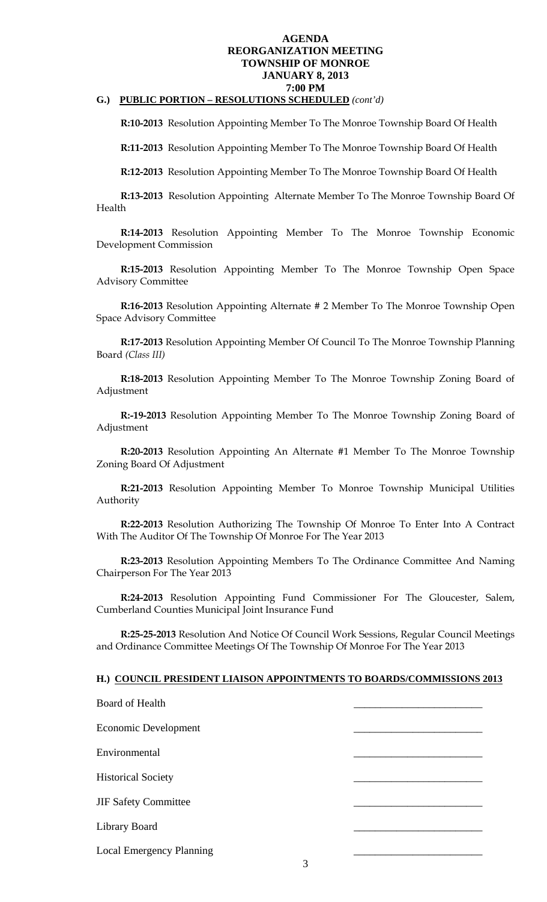**AGENDA**
**REORGANIZATION MEETING**
**TOWNSHIP OF MONROE**
**JANUARY 8, 2013**
**7:00 PM**

**G.) PUBLIC PORTION – RESOLUTIONS SCHEDULED** *(cont'd)*

**R:10-2013** Resolution Appointing Member To The Monroe Township Board Of Health

**R:11-2013** Resolution Appointing Member To The Monroe Township Board Of Health

**R:12-2013** Resolution Appointing Member To The Monroe Township Board Of Health

**R:13-2013** Resolution Appointing Alternate Member To The Monroe Township Board Of Health

**R:14-2013** Resolution Appointing Member To The Monroe Township Economic Development Commission

**R:15-2013** Resolution Appointing Member To The Monroe Township Open Space Advisory Committee

**R:16-2013** Resolution Appointing Alternate # 2 Member To The Monroe Township Open Space Advisory Committee

**R:17-2013** Resolution Appointing Member Of Council To The Monroe Township Planning Board *(Class III)*

**R:18-2013** Resolution Appointing Member To The Monroe Township Zoning Board of Adjustment

**R:-19-2013** Resolution Appointing Member To The Monroe Township Zoning Board of Adjustment

**R:20-2013** Resolution Appointing An Alternate #1 Member To The Monroe Township Zoning Board Of Adjustment

**R:21-2013** Resolution Appointing Member To Monroe Township Municipal Utilities Authority

**R:22-2013** Resolution Authorizing The Township Of Monroe To Enter Into A Contract With The Auditor Of The Township Of Monroe For The Year 2013

**R:23-2013** Resolution Appointing Members To The Ordinance Committee And Naming Chairperson For The Year 2013

**R:24-2013** Resolution Appointing Fund Commissioner For The Gloucester, Salem, Cumberland Counties Municipal Joint Insurance Fund

**R:25-25-2013** Resolution And Notice Of Council Work Sessions, Regular Council Meetings and Ordinance Committee Meetings Of The Township Of Monroe For The Year 2013

**H.) COUNCIL PRESIDENT LIAISON APPOINTMENTS TO BOARDS/COMMISSIONS 2013**

Board of Health \_\_\_\_\_\_\_\_\_\_\_\_\_\_\_\_\_\_\_\_\_\_\_\_\_

Economic Development \_\_\_\_\_\_\_\_\_\_\_\_\_\_\_\_\_\_\_\_\_\_\_\_\_

Environmental \_\_\_\_\_\_\_\_\_\_\_\_\_\_\_\_\_\_\_\_\_\_\_\_\_

Historical Society \_\_\_\_\_\_\_\_\_\_\_\_\_\_\_\_\_\_\_\_\_\_\_\_\_

JIF Safety Committee \_\_\_\_\_\_\_\_\_\_\_\_\_\_\_\_\_\_\_\_\_\_\_\_\_

Library Board \_\_\_\_\_\_\_\_\_\_\_\_\_\_\_\_\_\_\_\_\_\_\_\_\_

Local Emergency Planning \_\_\_\_\_\_\_\_\_\_\_\_\_\_\_\_\_\_\_\_\_\_\_\_\_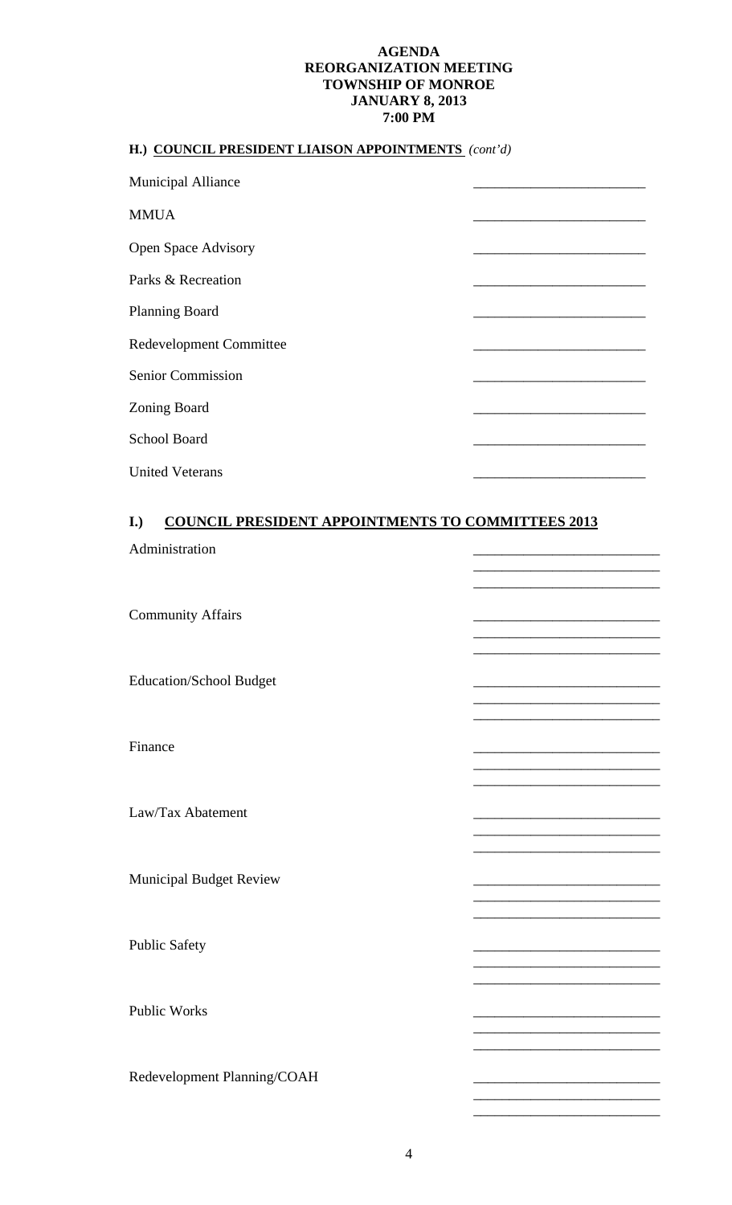**AGENDA**
**REORGANIZATION MEETING**
**TOWNSHIP OF MONROE**
**JANUARY 8, 2013**
**7:00 PM**

## H.) COUNCIL PRESIDENT LIAISON APPOINTMENTS *(cont'd)*

| | |
|---|---|
| Municipal Alliance | ________________________ |
| MMUA | ________________________ |
| Open Space Advisory | ________________________ |
| Parks & Recreation | ________________________ |
| Planning Board | ________________________ |
| Redevelopment Committee | ________________________ |
| Senior Commission | ________________________ |
| Zoning Board | ________________________ |
| School Board | ________________________ |
| United Veterans | ________________________ |

## I.) COUNCIL PRESIDENT APPOINTMENTS TO COMMITTEES 2013

Administration
________________________
________________________
________________________

Community Affairs
________________________
________________________
________________________

Education/School Budget
________________________
________________________
________________________

Finance
________________________
________________________
________________________

Law/Tax Abatement
________________________
________________________
________________________

Municipal Budget Review
________________________
________________________
________________________

Public Safety
________________________
________________________
________________________

Public Works
________________________
________________________
________________________

Redevelopment Planning/COAH
________________________
________________________
________________________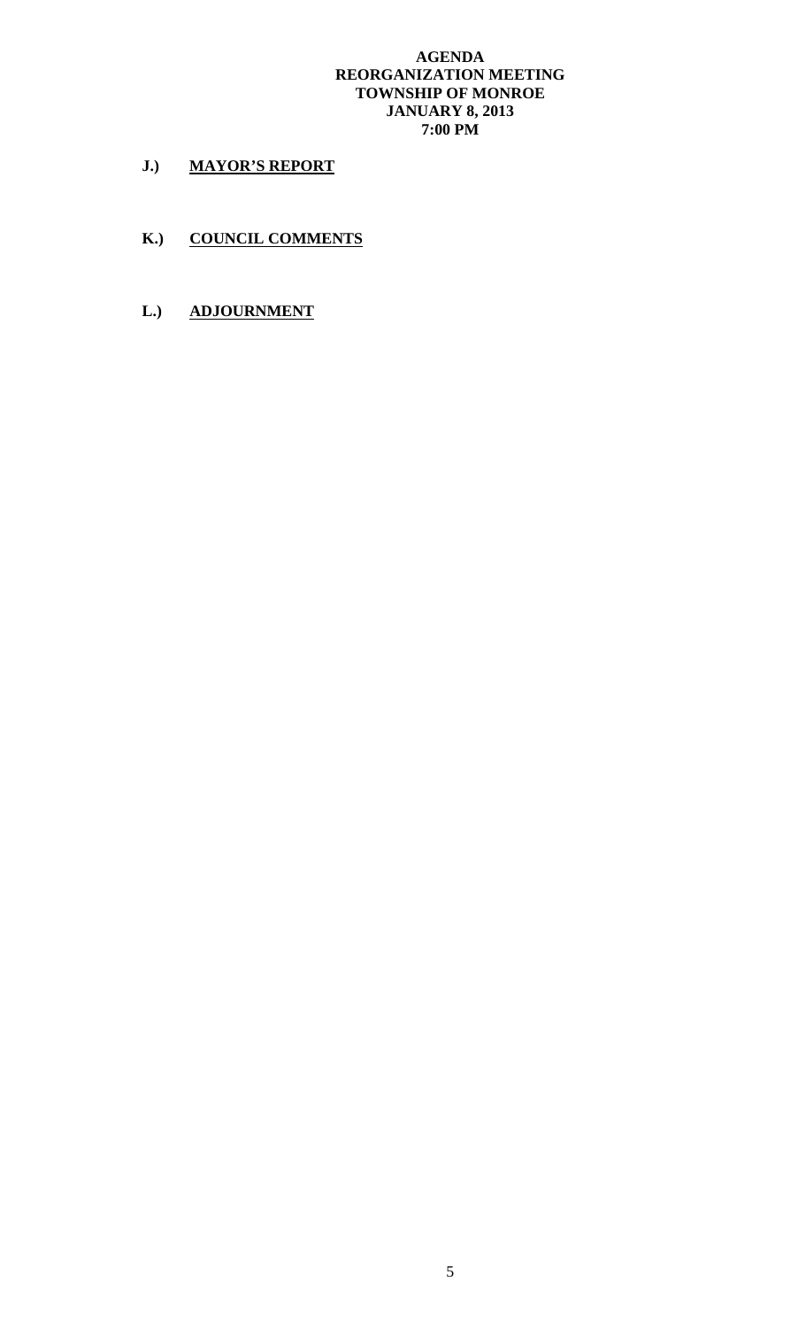**AGENDA**
**REORGANIZATION MEETING**
**TOWNSHIP OF MONROE**
**JANUARY 8, 2013**
**7:00 PM**

**J.)** **MAYOR'S REPORT**

**K.)** **COUNCIL COMMENTS**

**L.)** **ADJOURNMENT**